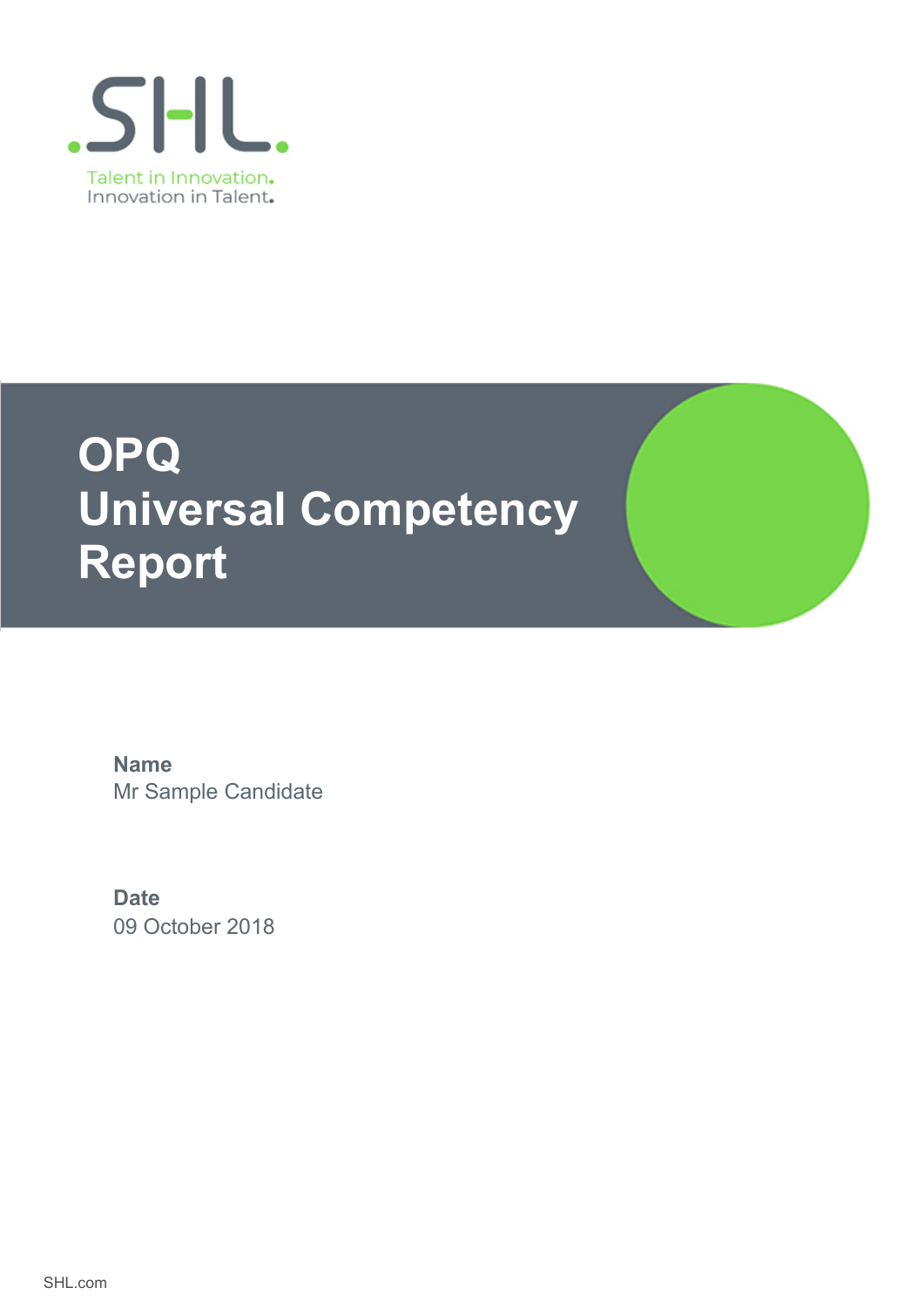SHL.

Talent in Innovation.
Innovation in Talent.

# OPQ Universal Competency Report

**Name**
Mr Sample Candidate

**Date**
09 October 2018

SHL.com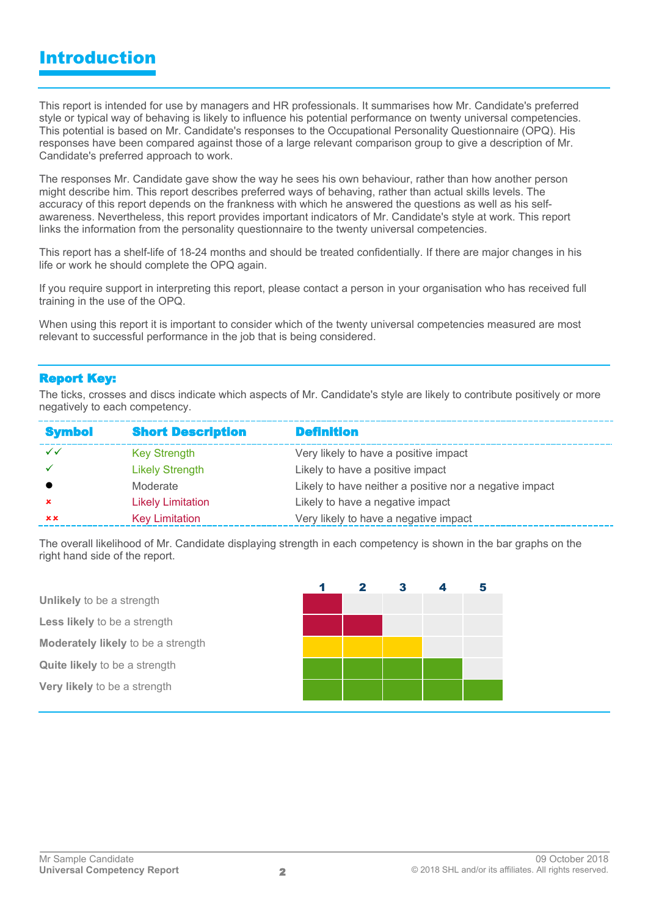# Introduction

This report is intended for use by managers and HR professionals. It summarises how Mr. Candidate's preferred style or typical way of behaving is likely to influence his potential performance on twenty universal competencies. This potential is based on Mr. Candidate's responses to the Occupational Personality Questionnaire (OPQ). His responses have been compared against those of a large relevant comparison group to give a description of Mr. Candidate's preferred approach to work.

The responses Mr. Candidate gave show the way he sees his own behaviour, rather than how another person might describe him. This report describes preferred ways of behaving, rather than actual skills levels. The accuracy of this report depends on the frankness with which he answered the questions as well as his self-awareness. Nevertheless, this report provides important indicators of Mr. Candidate's style at work. This report links the information from the personality questionnaire to the twenty universal competencies.

This report has a shelf-life of 18-24 months and should be treated confidentially. If there are major changes in his life or work he should complete the OPQ again.

If you require support in interpreting this report, please contact a person in your organisation who has received full training in the use of the OPQ.

When using this report it is important to consider which of the twenty universal competencies measured are most relevant to successful performance in the job that is being considered.

## Report Key:

The ticks, crosses and discs indicate which aspects of Mr. Candidate's style are likely to contribute positively or more negatively to each competency.

| Symbol | Short Description | Definition |
|---|---|---|
| ✓✓ | Key Strength | Very likely to have a positive impact |
| ✓ | Likely Strength | Likely to have a positive impact |
| ● | Moderate | Likely to have neither a positive nor a negative impact |
| × | Likely Limitation | Likely to have a negative impact |
| ×× | Key Limitation | Very likely to have a negative impact |

The overall likelihood of Mr. Candidate displaying strength in each competency is shown in the bar graphs on the right hand side of the report.

| | 1 | 2 | 3 | 4 | 5 |
|---|---|---|---|---|---|
| **Unlikely** to be a strength | ■ | | | | |
| **Less likely** to be a strength | ■ | ■ | | | |
| **Moderately likely** to be a strength | ■ | ■ | ■ | | |
| **Quite likely** to be a strength | ■ | ■ | ■ | ■ | |
| **Very likely** to be a strength | ■ | ■ | ■ | ■ | ■ |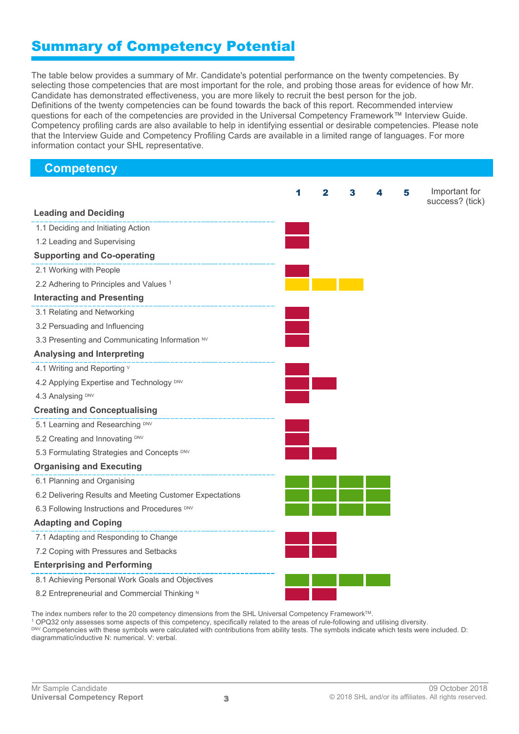# Summary of Competency Potential

The table below provides a summary of Mr. Candidate's potential performance on the twenty competencies. By selecting those competencies that are most important for the role, and probing those areas for evidence of how Mr. Candidate has demonstrated effectiveness, you are more likely to recruit the best person for the job. Definitions of the twenty competencies can be found towards the back of this report. Recommended interview questions for each of the competencies are provided in the Universal Competency Framework™ Interview Guide. Competency profiling cards are also available to help in identifying essential or desirable competencies. Please note that the Interview Guide and Competency Profiling Cards are available in a limited range of languages. For more information contact your SHL representative.

## Competency

| Competency | Score (1–5) | Important for success? (tick) |
|---|---|---|
| **Leading and Deciding** | | |
| 1.1 Deciding and Initiating Action | 1 | |
| 1.2 Leading and Supervising | 1 | |
| **Supporting and Co-operating** | | |
| 2.1 Working with People | 1 | |
| 2.2 Adhering to Principles and Values [1] | 3 | |
| **Interacting and Presenting** | | |
| 3.1 Relating and Networking | 1 | |
| 3.2 Persuading and Influencing | 1 | |
| 3.3 Presenting and Communicating Information [NV] | 1 | |
| **Analysing and Interpreting** | | |
| 4.1 Writing and Reporting [V] | 1 | |
| 4.2 Applying Expertise and Technology [DNV] | 2 | |
| 4.3 Analysing [DNV] | 1 | |
| **Creating and Conceptualising** | | |
| 5.1 Learning and Researching [DNV] | 1 | |
| 5.2 Creating and Innovating [DNV] | 1 | |
| 5.3 Formulating Strategies and Concepts [DNV] | 2 | |
| **Organising and Executing** | | |
| 6.1 Planning and Organising | 4 | |
| 6.2 Delivering Results and Meeting Customer Expectations | 4 | |
| 6.3 Following Instructions and Procedures [DNV] | 4 | |
| **Adapting and Coping** | | |
| 7.1 Adapting and Responding to Change | 2 | |
| 7.2 Coping with Pressures and Setbacks | 2 | |
| **Enterprising and Performing** | | |
| 8.1 Achieving Personal Work Goals and Objectives | 4 | |
| 8.2 Entrepreneurial and Commercial Thinking [N] | 2 | |

The index numbers refer to the 20 competency dimensions from the SHL Universal Competency Framework™.

[1] OPQ32 only assesses some aspects of this competency, specifically related to the areas of rule-following and utilising diversity.

[DNV] Competencies with these symbols were calculated with contributions from ability tests. The symbols indicate which tests were included. D: diagrammatic/inductive N: numerical. V: verbal.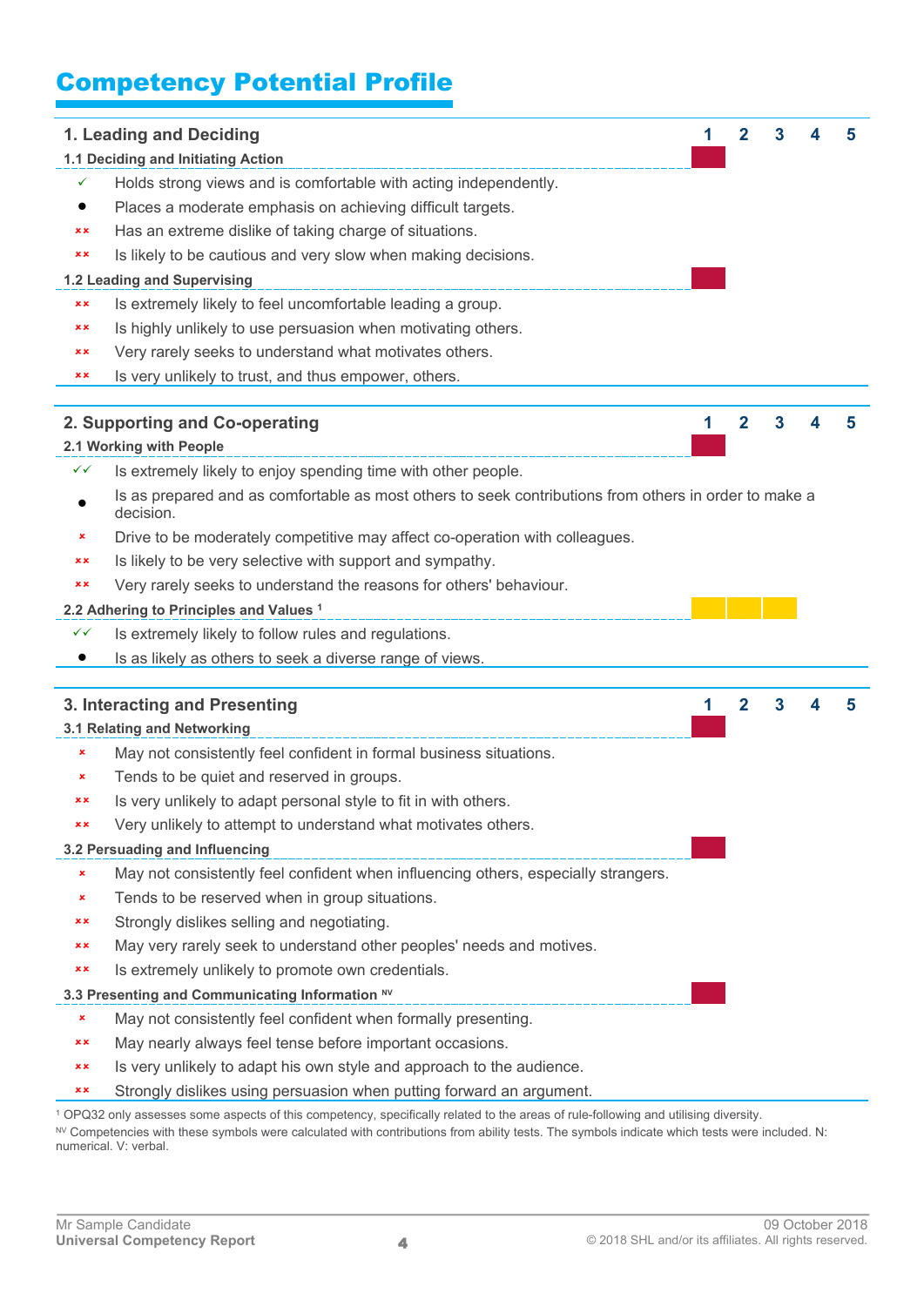# Competency Potential Profile

## 1. Leading and Deciding

Scale: 1 2 3 4 5

### 1.1 Deciding and Initiating Action

Score: 1

- ✓ Holds strong views and is comfortable with acting independently.
- ● Places a moderate emphasis on achieving difficult targets.
- ×× Has an extreme dislike of taking charge of situations.
- ×× Is likely to be cautious and very slow when making decisions.

### 1.2 Leading and Supervising

Score: 1

- ×× Is extremely likely to feel uncomfortable leading a group.
- ×× Is highly unlikely to use persuasion when motivating others.
- ×× Very rarely seeks to understand what motivates others.
- ×× Is very unlikely to trust, and thus empower, others.

## 2. Supporting and Co-operating

Scale: 1 2 3 4 5

### 2.1 Working with People

Score: 1

- ✓✓ Is extremely likely to enjoy spending time with other people.
- ● Is as prepared and as comfortable as most others to seek contributions from others in order to make a decision.
- × Drive to be moderately competitive may affect co-operation with colleagues.
- ×× Is likely to be very selective with support and sympathy.
- ×× Very rarely seeks to understand the reasons for others' behaviour.

### 2.2 Adhering to Principles and Values [1]

Score: 3

- ✓✓ Is extremely likely to follow rules and regulations.
- ● Is as likely as others to seek a diverse range of views.

## 3. Interacting and Presenting

Scale: 1 2 3 4 5

### 3.1 Relating and Networking

Score: 1

- × May not consistently feel confident in formal business situations.
- × Tends to be quiet and reserved in groups.
- ×× Is very unlikely to adapt personal style to fit in with others.
- ×× Very unlikely to attempt to understand what motivates others.

### 3.2 Persuading and Influencing

Score: 1

- × May not consistently feel confident when influencing others, especially strangers.
- × Tends to be reserved when in group situations.
- ×× Strongly dislikes selling and negotiating.
- ×× May very rarely seek to understand other peoples' needs and motives.
- ×× Is extremely unlikely to promote own credentials.

### 3.3 Presenting and Communicating Information [NV]

Score: 1

- × May not consistently feel confident when formally presenting.
- ×× May nearly always feel tense before important occasions.
- ×× Is very unlikely to adapt his own style and approach to the audience.
- ×× Strongly dislikes using persuasion when putting forward an argument.

[1] OPQ32 only assesses some aspects of this competency, specifically related to the areas of rule-following and utilising diversity.

[NV] Competencies with these symbols were calculated with contributions from ability tests. The symbols indicate which tests were included. N: numerical. V: verbal.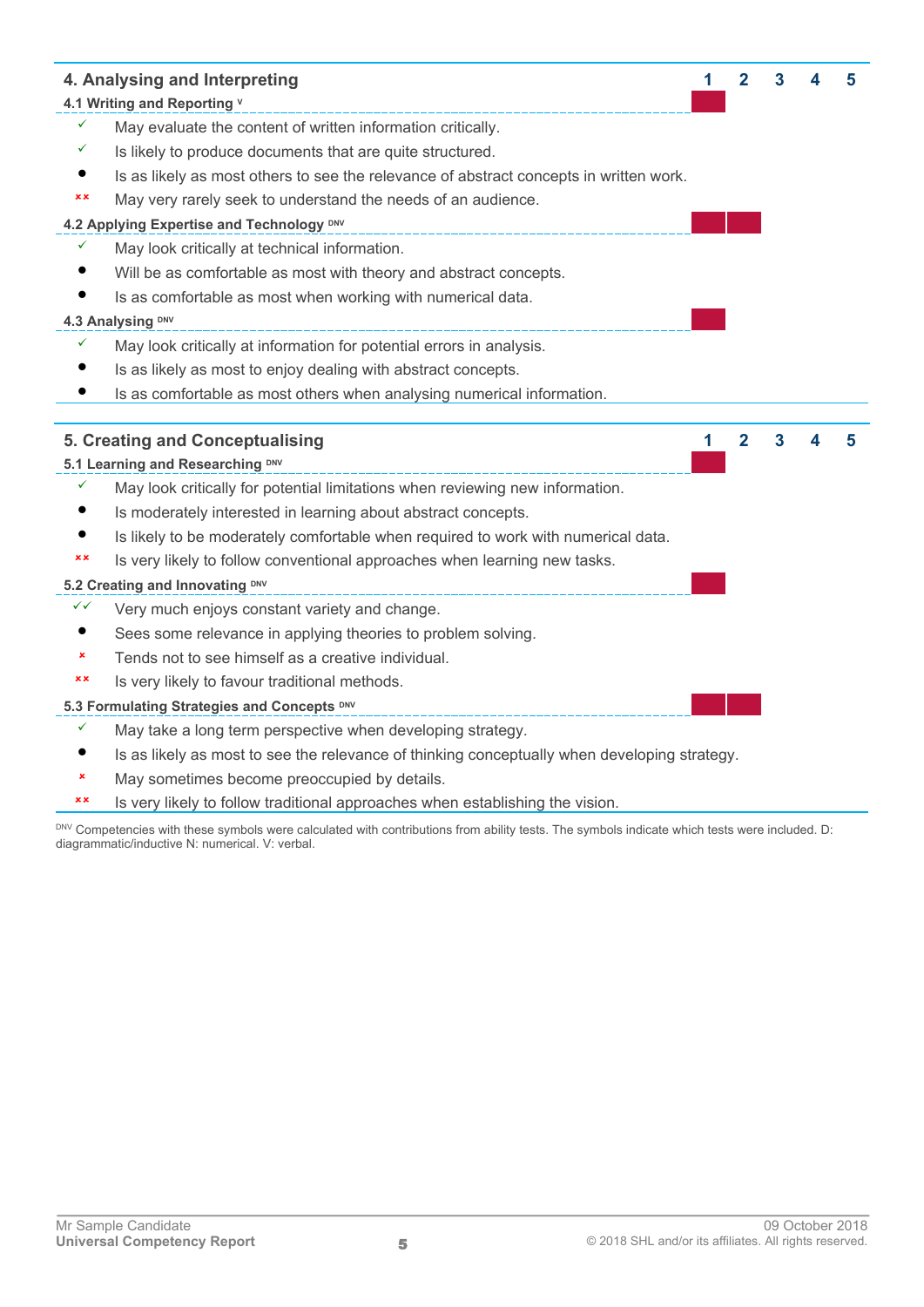## 4. Analysing and Interpreting

| | 1 | 2 | 3 | 4 | 5 |
|---|---|---|---|---|---|
| **4.1 Writing and Reporting** [V] | ■ | | | | |
| **4.2 Applying Expertise and Technology** [DNV] | ■ | ■ | | | |
| **4.3 Analysing** [DNV] | ■ | | | | |

### 4.1 Writing and Reporting [V]

- ✓ May evaluate the content of written information critically.
- ✓ Is likely to produce documents that are quite structured.
- ● Is as likely as most others to see the relevance of abstract concepts in written work.
- ×× May very rarely seek to understand the needs of an audience.

### 4.2 Applying Expertise and Technology [DNV]

- ✓ May look critically at technical information.
- ● Will be as comfortable as most with theory and abstract concepts.
- ● Is as comfortable as most when working with numerical data.

### 4.3 Analysing [DNV]

- ✓ May look critically at information for potential errors in analysis.
- ● Is as likely as most to enjoy dealing with abstract concepts.
- ● Is as comfortable as most others when analysing numerical information.

## 5. Creating and Conceptualising

| | 1 | 2 | 3 | 4 | 5 |
|---|---|---|---|---|---|
| **5.1 Learning and Researching** [DNV] | ■ | | | | |
| **5.2 Creating and Innovating** [DNV] | ■ | | | | |
| **5.3 Formulating Strategies and Concepts** [DNV] | ■ | ■ | | | |

### 5.1 Learning and Researching [DNV]

- ✓ May look critically for potential limitations when reviewing new information.
- ● Is moderately interested in learning about abstract concepts.
- ● Is likely to be moderately comfortable when required to work with numerical data.
- ×× Is very likely to follow conventional approaches when learning new tasks.

### 5.2 Creating and Innovating [DNV]

- ✓✓ Very much enjoys constant variety and change.
- ● Sees some relevance in applying theories to problem solving.
- × Tends not to see himself as a creative individual.
- ×× Is very likely to favour traditional methods.

### 5.3 Formulating Strategies and Concepts [DNV]

- ✓ May take a long term perspective when developing strategy.
- ● Is as likely as most to see the relevance of thinking conceptually when developing strategy.
- × May sometimes become preoccupied by details.
- ×× Is very likely to follow traditional approaches when establishing the vision.

[DNV] Competencies with these symbols were calculated with contributions from ability tests. The symbols indicate which tests were included. D: diagrammatic/inductive N: numerical. V: verbal.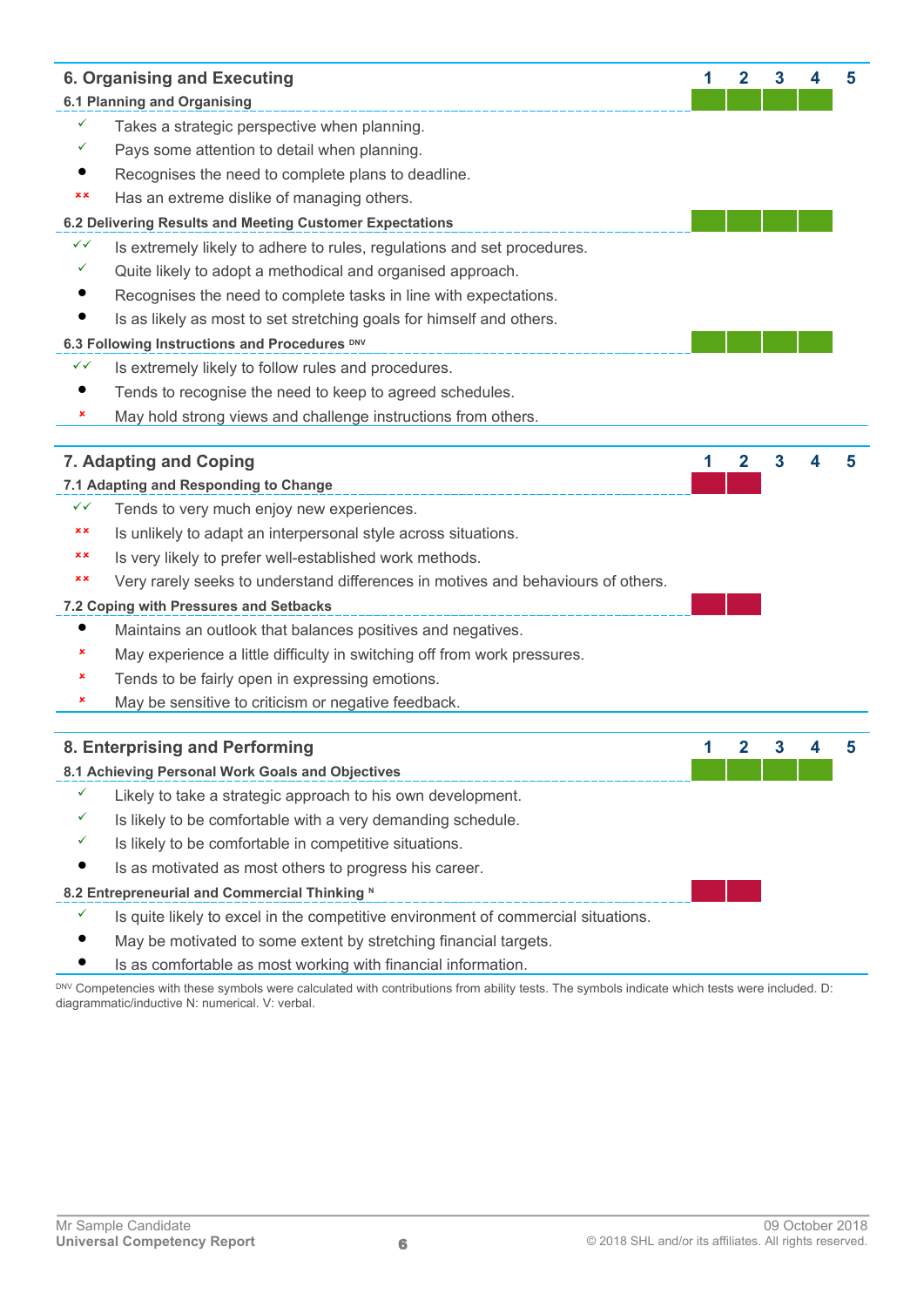## 6. Organising and Executing

Scale: 1 2 3 4 5

### 6.1 Planning and Organising

Score: 4

- ✓ Takes a strategic perspective when planning.
- ✓ Pays some attention to detail when planning.
- ● Recognises the need to complete plans to deadline.
- ×× Has an extreme dislike of managing others.

### 6.2 Delivering Results and Meeting Customer Expectations

Score: 4

- ✓✓ Is extremely likely to adhere to rules, regulations and set procedures.
- ✓ Quite likely to adopt a methodical and organised approach.
- ● Recognises the need to complete tasks in line with expectations.
- ● Is as likely as most to set stretching goals for himself and others.

### 6.3 Following Instructions and Procedures DNV

Score: 4

- ✓✓ Is extremely likely to follow rules and procedures.
- ● Tends to recognise the need to keep to agreed schedules.
- × May hold strong views and challenge instructions from others.

## 7. Adapting and Coping

Scale: 1 2 3 4 5

### 7.1 Adapting and Responding to Change

Score: 2

- ✓✓ Tends to very much enjoy new experiences.
- ×× Is unlikely to adapt an interpersonal style across situations.
- ×× Is very likely to prefer well-established work methods.
- ×× Very rarely seeks to understand differences in motives and behaviours of others.

### 7.2 Coping with Pressures and Setbacks

Score: 2

- ● Maintains an outlook that balances positives and negatives.
- × May experience a little difficulty in switching off from work pressures.
- × Tends to be fairly open in expressing emotions.
- × May be sensitive to criticism or negative feedback.

## 8. Enterprising and Performing

Scale: 1 2 3 4 5

### 8.1 Achieving Personal Work Goals and Objectives

Score: 4

- ✓ Likely to take a strategic approach to his own development.
- ✓ Is likely to be comfortable with a very demanding schedule.
- ✓ Is likely to be comfortable in competitive situations.
- ● Is as motivated as most others to progress his career.

### 8.2 Entrepreneurial and Commercial Thinking N

Score: 2

- ✓ Is quite likely to excel in the competitive environment of commercial situations.
- ● May be motivated to some extent by stretching financial targets.
- ● Is as comfortable as most working with financial information.

DNV Competencies with these symbols were calculated with contributions from ability tests. The symbols indicate which tests were included. D: diagrammatic/inductive N: numerical. V: verbal.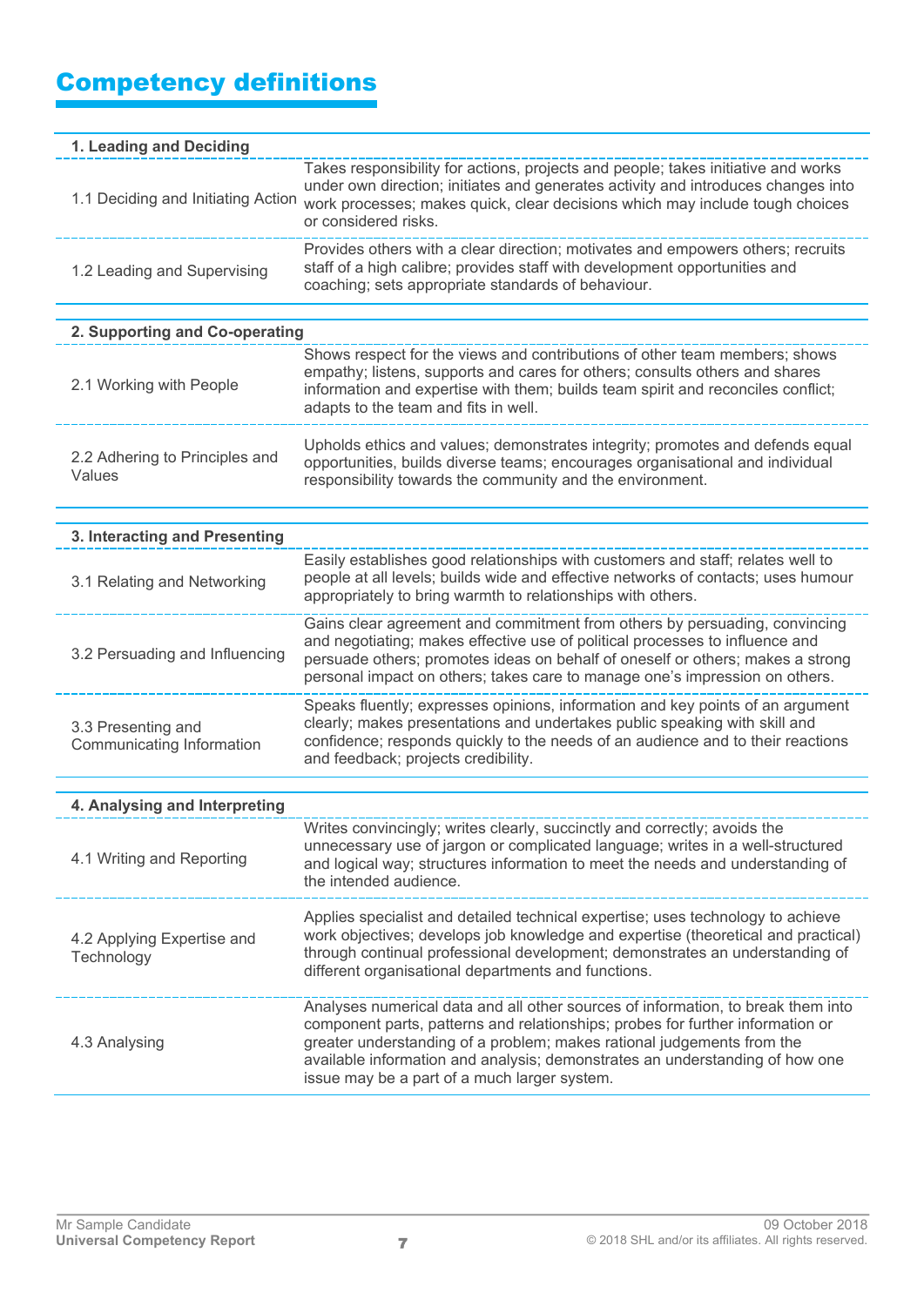# Competency definitions

| 1. Leading and Deciding | |
|---|---|
| 1.1 Deciding and Initiating Action | Takes responsibility for actions, projects and people; takes initiative and works under own direction; initiates and generates activity and introduces changes into work processes; makes quick, clear decisions which may include tough choices or considered risks. |
| 1.2 Leading and Supervising | Provides others with a clear direction; motivates and empowers others; recruits staff of a high calibre; provides staff with development opportunities and coaching; sets appropriate standards of behaviour. |

| 2. Supporting and Co-operating | |
|---|---|
| 2.1 Working with People | Shows respect for the views and contributions of other team members; shows empathy; listens, supports and cares for others; consults others and shares information and expertise with them; builds team spirit and reconciles conflict; adapts to the team and fits in well. |
| 2.2 Adhering to Principles and Values | Upholds ethics and values; demonstrates integrity; promotes and defends equal opportunities, builds diverse teams; encourages organisational and individual responsibility towards the community and the environment. |

| 3. Interacting and Presenting | |
|---|---|
| 3.1 Relating and Networking | Easily establishes good relationships with customers and staff; relates well to people at all levels; builds wide and effective networks of contacts; uses humour appropriately to bring warmth to relationships with others. |
| 3.2 Persuading and Influencing | Gains clear agreement and commitment from others by persuading, convincing and negotiating; makes effective use of political processes to influence and persuade others; promotes ideas on behalf of oneself or others; makes a strong personal impact on others; takes care to manage one's impression on others. |
| 3.3 Presenting and Communicating Information | Speaks fluently; expresses opinions, information and key points of an argument clearly; makes presentations and undertakes public speaking with skill and confidence; responds quickly to the needs of an audience and to their reactions and feedback; projects credibility. |

| 4. Analysing and Interpreting | |
|---|---|
| 4.1 Writing and Reporting | Writes convincingly; writes clearly, succinctly and correctly; avoids the unnecessary use of jargon or complicated language; writes in a well-structured and logical way; structures information to meet the needs and understanding of the intended audience. |
| 4.2 Applying Expertise and Technology | Applies specialist and detailed technical expertise; uses technology to achieve work objectives; develops job knowledge and expertise (theoretical and practical) through continual professional development; demonstrates an understanding of different organisational departments and functions. |
| 4.3 Analysing | Analyses numerical data and all other sources of information, to break them into component parts, patterns and relationships; probes for further information or greater understanding of a problem; makes rational judgements from the available information and analysis; demonstrates an understanding of how one issue may be a part of a much larger system. |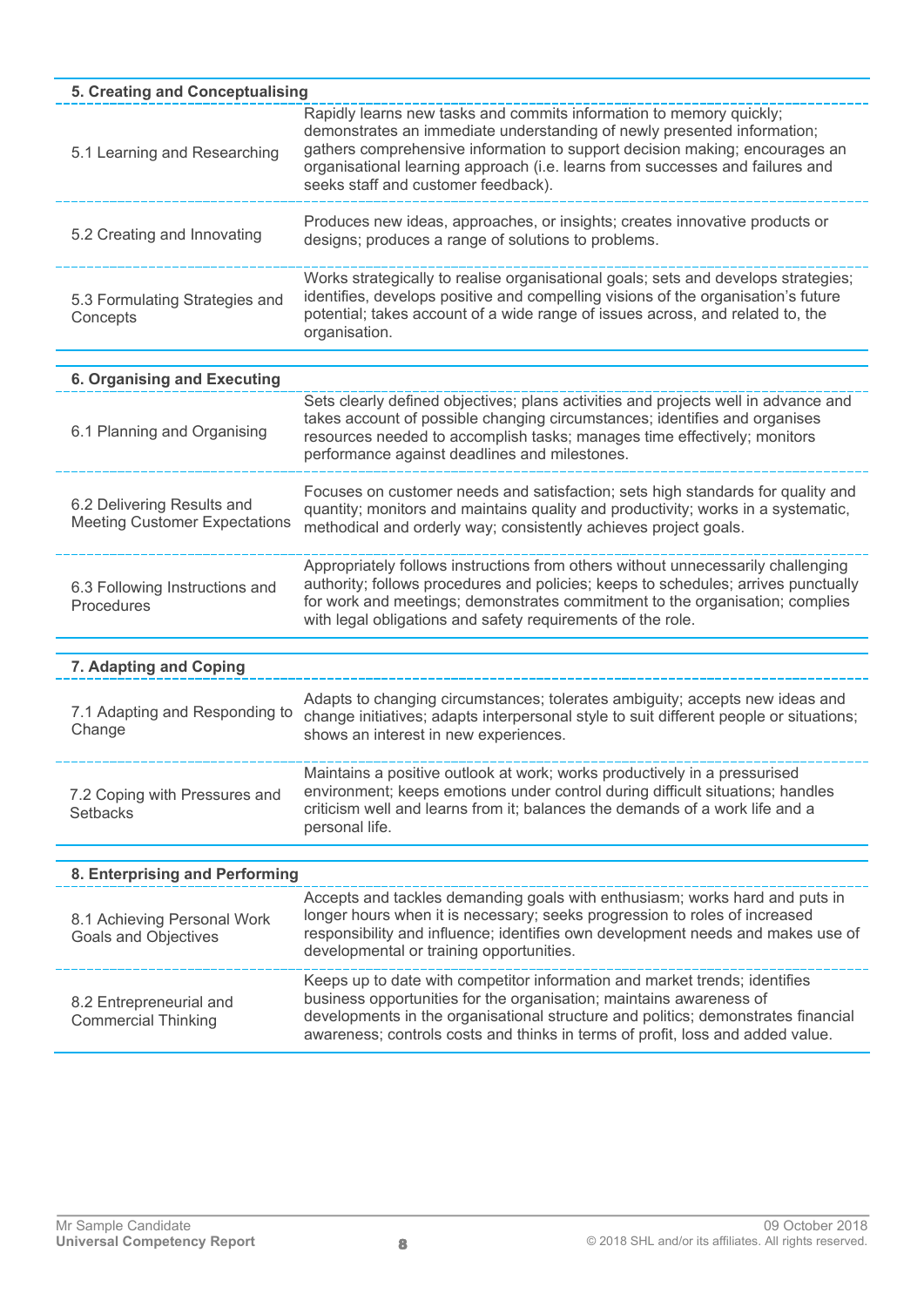| 5. Creating and Conceptualising | |
|---|---|
| 5.1 Learning and Researching | Rapidly learns new tasks and commits information to memory quickly; demonstrates an immediate understanding of newly presented information; gathers comprehensive information to support decision making; encourages an organisational learning approach (i.e. learns from successes and failures and seeks staff and customer feedback). |
| 5.2 Creating and Innovating | Produces new ideas, approaches, or insights; creates innovative products or designs; produces a range of solutions to problems. |
| 5.3 Formulating Strategies and Concepts | Works strategically to realise organisational goals; sets and develops strategies; identifies, develops positive and compelling visions of the organisation's future potential; takes account of a wide range of issues across, and related to, the organisation. |

| 6. Organising and Executing | |
|---|---|
| 6.1 Planning and Organising | Sets clearly defined objectives; plans activities and projects well in advance and takes account of possible changing circumstances; identifies and organises resources needed to accomplish tasks; manages time effectively; monitors performance against deadlines and milestones. |
| 6.2 Delivering Results and Meeting Customer Expectations | Focuses on customer needs and satisfaction; sets high standards for quality and quantity; monitors and maintains quality and productivity; works in a systematic, methodical and orderly way; consistently achieves project goals. |
| 6.3 Following Instructions and Procedures | Appropriately follows instructions from others without unnecessarily challenging authority; follows procedures and policies; keeps to schedules; arrives punctually for work and meetings; demonstrates commitment to the organisation; complies with legal obligations and safety requirements of the role. |

| 7. Adapting and Coping | |
|---|---|
| 7.1 Adapting and Responding to Change | Adapts to changing circumstances; tolerates ambiguity; accepts new ideas and change initiatives; adapts interpersonal style to suit different people or situations; shows an interest in new experiences. |
| 7.2 Coping with Pressures and Setbacks | Maintains a positive outlook at work; works productively in a pressurised environment; keeps emotions under control during difficult situations; handles criticism well and learns from it; balances the demands of a work life and a personal life. |

| 8. Enterprising and Performing | |
|---|---|
| 8.1 Achieving Personal Work Goals and Objectives | Accepts and tackles demanding goals with enthusiasm; works hard and puts in longer hours when it is necessary; seeks progression to roles of increased responsibility and influence; identifies own development needs and makes use of developmental or training opportunities. |
| 8.2 Entrepreneurial and Commercial Thinking | Keeps up to date with competitor information and market trends; identifies business opportunities for the organisation; maintains awareness of developments in the organisational structure and politics; demonstrates financial awareness; controls costs and thinks in terms of profit, loss and added value. |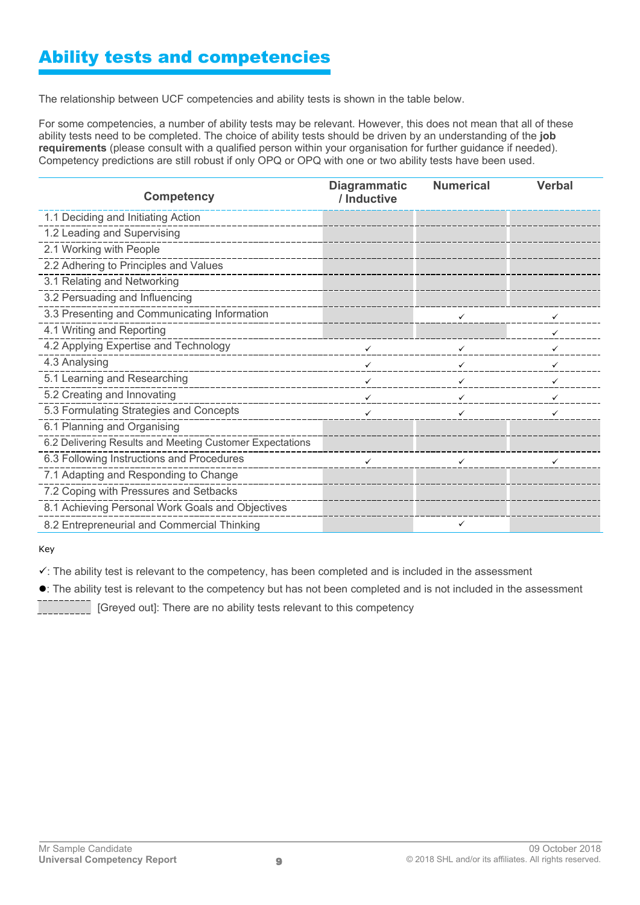# Ability tests and competencies

The relationship between UCF competencies and ability tests is shown in the table below.

For some competencies, a number of ability tests may be relevant. However, this does not mean that all of these ability tests need to be completed. The choice of ability tests should be driven by an understanding of the **job requirements** (please consult with a qualified person within your organisation for further guidance if needed). Competency predictions are still robust if only OPQ or OPQ with one or two ability tests have been used.

| Competency | Diagrammatic / Inductive | Numerical | Verbal |
|---|---|---|---|
| 1.1 Deciding and Initiating Action | | | |
| 1.2 Leading and Supervising | | | |
| 2.1 Working with People | | | |
| 2.2 Adhering to Principles and Values | | | |
| 3.1 Relating and Networking | | | |
| 3.2 Persuading and Influencing | | | |
| 3.3 Presenting and Communicating Information | | ✓ | ✓ |
| 4.1 Writing and Reporting | | | ✓ |
| 4.2 Applying Expertise and Technology | ✓ | ✓ | ✓ |
| 4.3 Analysing | ✓ | ✓ | ✓ |
| 5.1 Learning and Researching | ✓ | ✓ | ✓ |
| 5.2 Creating and Innovating | ✓ | ✓ | ✓ |
| 5.3 Formulating Strategies and Concepts | ✓ | ✓ | ✓ |
| 6.1 Planning and Organising | | | |
| 6.2 Delivering Results and Meeting Customer Expectations | | | |
| 6.3 Following Instructions and Procedures | ✓ | ✓ | ✓ |
| 7.1 Adapting and Responding to Change | | | |
| 7.2 Coping with Pressures and Setbacks | | | |
| 8.1 Achieving Personal Work Goals and Objectives | | | |
| 8.2 Entrepreneurial and Commercial Thinking | | ✓ | |

Key

✓: The ability test is relevant to the competency, has been completed and is included in the assessment

●: The ability test is relevant to the competency but has not been completed and is not included in the assessment

[Greyed out]: There are no ability tests relevant to this competency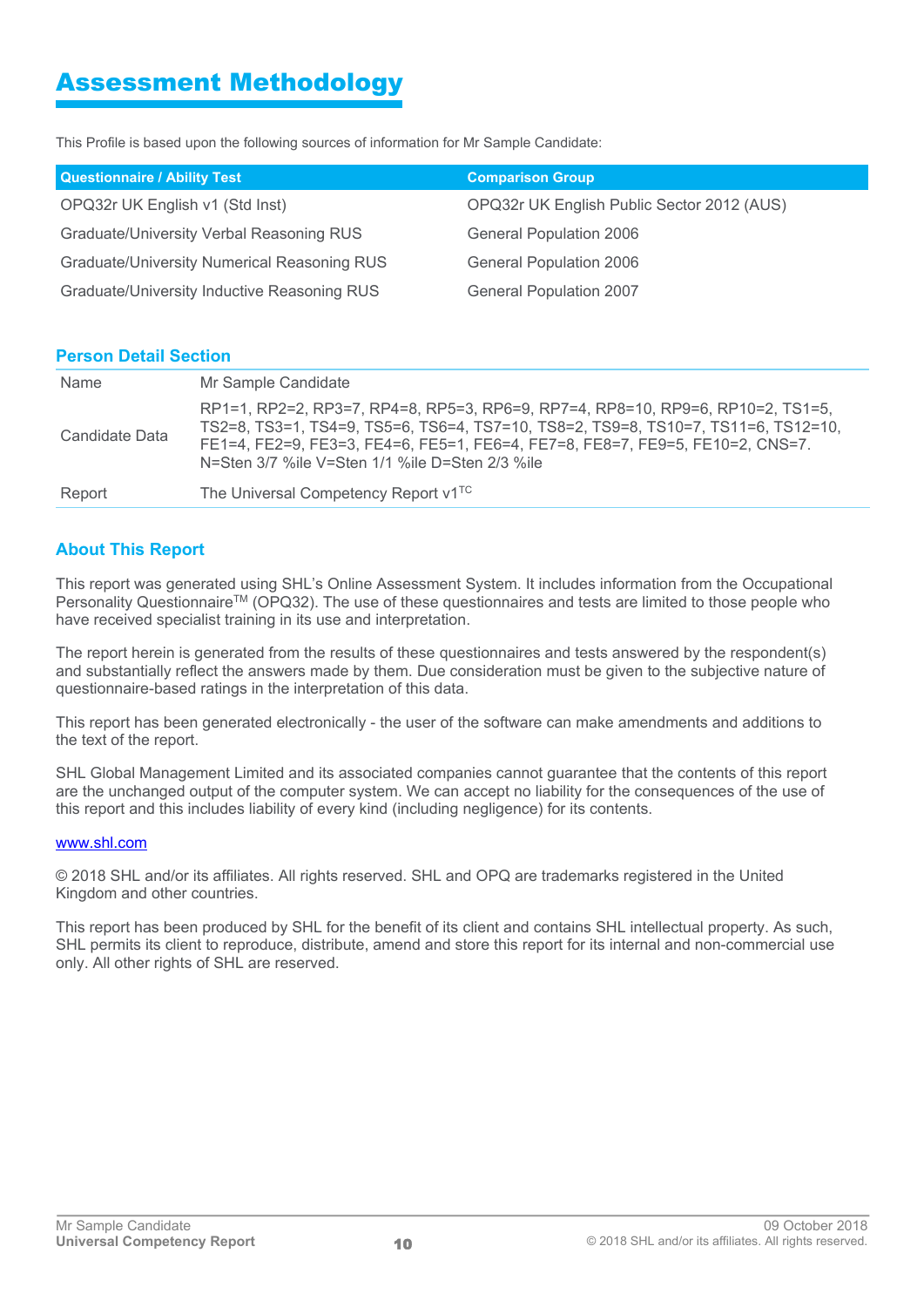# Assessment Methodology

This Profile is based upon the following sources of information for Mr Sample Candidate:

| Questionnaire / Ability Test | Comparison Group |
|---|---|
| OPQ32r UK English v1 (Std Inst) | OPQ32r UK English Public Sector 2012 (AUS) |
| Graduate/University Verbal Reasoning RUS | General Population 2006 |
| Graduate/University Numerical Reasoning RUS | General Population 2006 |
| Graduate/University Inductive Reasoning RUS | General Population 2007 |

## Person Detail Section

| | |
|---|---|
| Name | Mr Sample Candidate |
| Candidate Data | RP1=1, RP2=2, RP3=7, RP4=8, RP5=3, RP6=9, RP7=4, RP8=10, RP9=6, RP10=2, TS1=5, TS2=8, TS3=1, TS4=9, TS5=6, TS6=4, TS7=10, TS8=2, TS9=8, TS10=7, TS11=6, TS12=10, FE1=4, FE2=9, FE3=3, FE4=6, FE5=1, FE6=4, FE7=8, FE8=7, FE9=5, FE10=2, CNS=7. N=Sten 3/7 %ile V=Sten 1/1 %ile D=Sten 2/3 %ile |
| Report | The Universal Competency Report v1[TC] |

## About This Report

This report was generated using SHL's Online Assessment System. It includes information from the Occupational Personality Questionnaire[TM] (OPQ32). The use of these questionnaires and tests are limited to those people who have received specialist training in its use and interpretation.

The report herein is generated from the results of these questionnaires and tests answered by the respondent(s) and substantially reflect the answers made by them. Due consideration must be given to the subjective nature of questionnaire-based ratings in the interpretation of this data.

This report has been generated electronically - the user of the software can make amendments and additions to the text of the report.

SHL Global Management Limited and its associated companies cannot guarantee that the contents of this report are the unchanged output of the computer system. We can accept no liability for the consequences of the use of this report and this includes liability of every kind (including negligence) for its contents.

www.shl.com

© 2018 SHL and/or its affiliates. All rights reserved. SHL and OPQ are trademarks registered in the United Kingdom and other countries.

This report has been produced by SHL for the benefit of its client and contains SHL intellectual property. As such, SHL permits its client to reproduce, distribute, amend and store this report for its internal and non-commercial use only. All other rights of SHL are reserved.